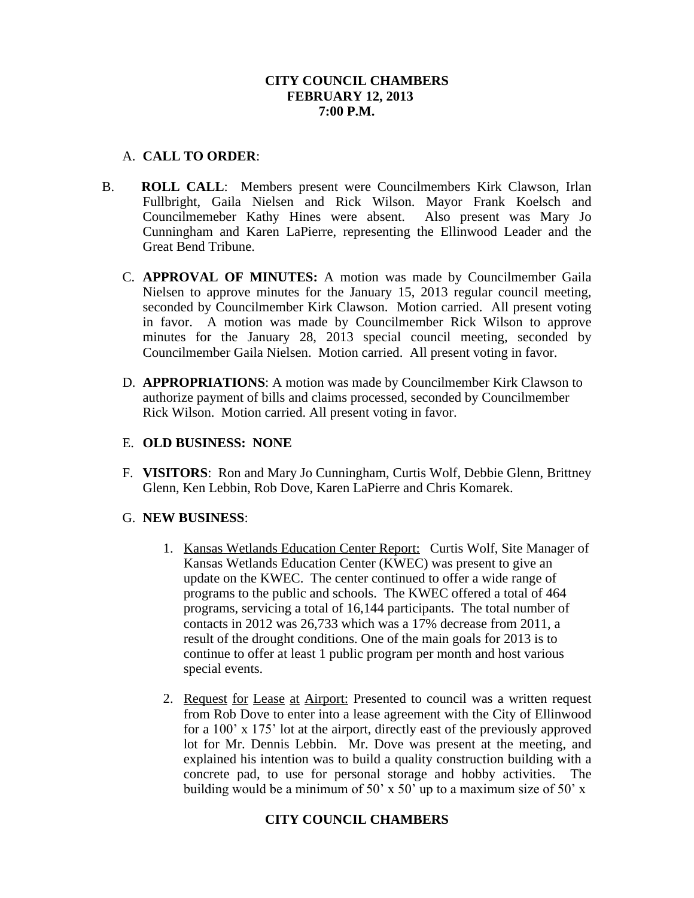**CITY COUNCIL CHAMBERS**
**FEBRUARY 12, 2013**
**7:00 P.M.**

A. **CALL TO ORDER**:

B. **ROLL CALL**: Members present were Councilmembers Kirk Clawson, Irlan Fullbright, Gaila Nielsen and Rick Wilson. Mayor Frank Koelsch and Councilmemeber Kathy Hines were absent. Also present was Mary Jo Cunningham and Karen LaPierre, representing the Ellinwood Leader and the Great Bend Tribune.

C. **APPROVAL OF MINUTES:** A motion was made by Councilmember Gaila Nielsen to approve minutes for the January 15, 2013 regular council meeting, seconded by Councilmember Kirk Clawson. Motion carried. All present voting in favor. A motion was made by Councilmember Rick Wilson to approve minutes for the January 28, 2013 special council meeting, seconded by Councilmember Gaila Nielsen. Motion carried. All present voting in favor.

D. **APPROPRIATIONS**: A motion was made by Councilmember Kirk Clawson to authorize payment of bills and claims processed, seconded by Councilmember Rick Wilson. Motion carried. All present voting in favor.

E. **OLD BUSINESS: NONE**

F. **VISITORS**: Ron and Mary Jo Cunningham, Curtis Wolf, Debbie Glenn, Brittney Glenn, Ken Lebbin, Rob Dove, Karen LaPierre and Chris Komarek.

G. **NEW BUSINESS**:

1. Kansas Wetlands Education Center Report: Curtis Wolf, Site Manager of Kansas Wetlands Education Center (KWEC) was present to give an update on the KWEC. The center continued to offer a wide range of programs to the public and schools. The KWEC offered a total of 464 programs, servicing a total of 16,144 participants. The total number of contacts in 2012 was 26,733 which was a 17% decrease from 2011, a result of the drought conditions. One of the main goals for 2013 is to continue to offer at least 1 public program per month and host various special events.

2. Request for Lease at Airport: Presented to council was a written request from Rob Dove to enter into a lease agreement with the City of Ellinwood for a 100' x 175' lot at the airport, directly east of the previously approved lot for Mr. Dennis Lebbin. Mr. Dove was present at the meeting, and explained his intention was to build a quality construction building with a concrete pad, to use for personal storage and hobby activities. The building would be a minimum of 50' x 50' up to a maximum size of 50' x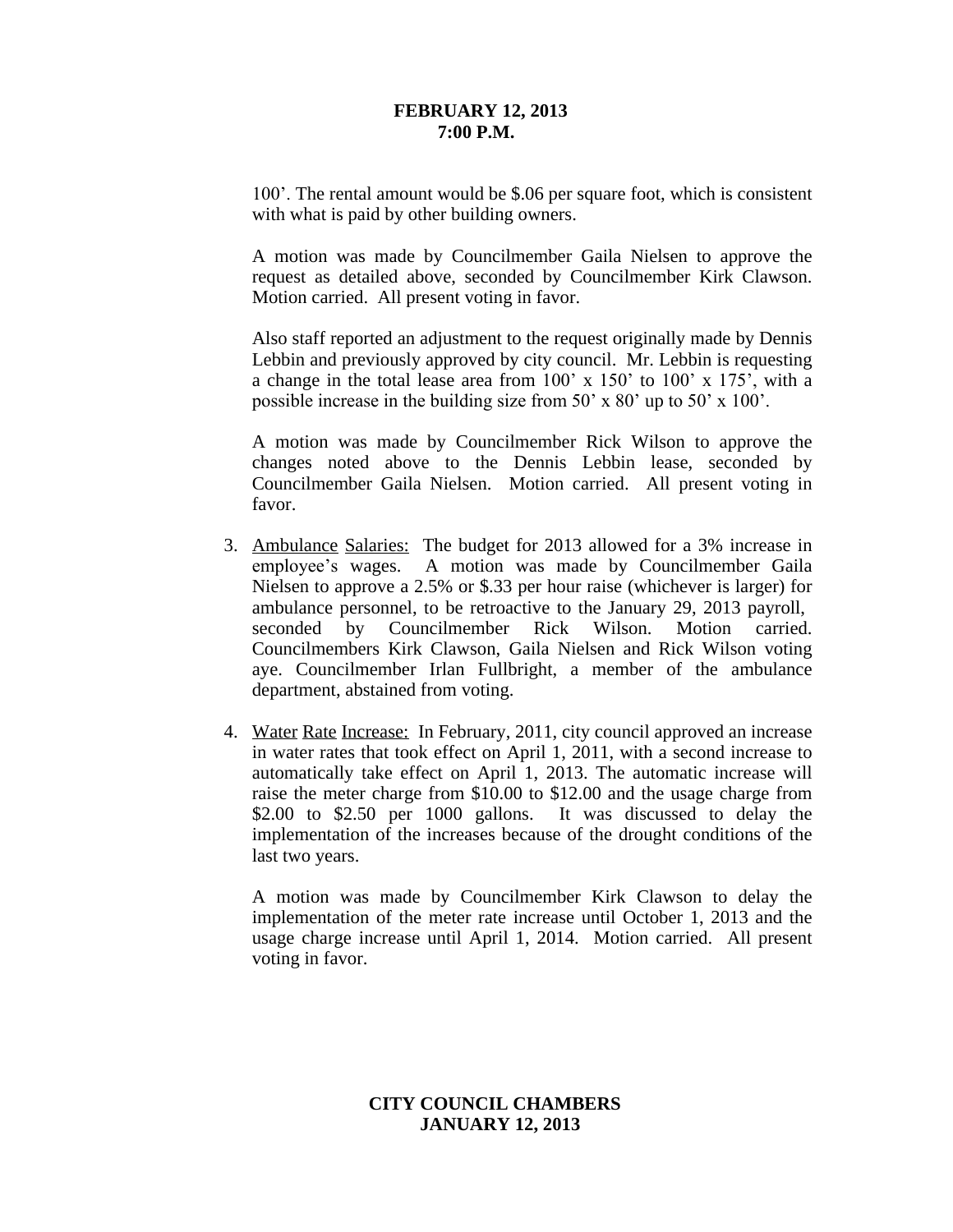100'. The rental amount would be $.06 per square foot, which is consistent with what is paid by other building owners.

A motion was made by Councilmember Gaila Nielsen to approve the request as detailed above, seconded by Councilmember Kirk Clawson. Motion carried. All present voting in favor.

Also staff reported an adjustment to the request originally made by Dennis Lebbin and previously approved by city council. Mr. Lebbin is requesting a change in the total lease area from 100' x 150' to 100' x 175', with a possible increase in the building size from 50' x 80' up to 50' x 100'.

A motion was made by Councilmember Rick Wilson to approve the changes noted above to the Dennis Lebbin lease, seconded by Councilmember Gaila Nielsen. Motion carried. All present voting in favor.

3. <u>Ambulance</u> <u>Salaries:</u> The budget for 2013 allowed for a 3% increase in employee's wages. A motion was made by Councilmember Gaila Nielsen to approve a 2.5% or $.33 per hour raise (whichever is larger) for ambulance personnel, to be retroactive to the January 29, 2013 payroll, seconded by Councilmember Rick Wilson. Motion carried. Councilmembers Kirk Clawson, Gaila Nielsen and Rick Wilson voting aye. Councilmember Irlan Fullbright, a member of the ambulance department, abstained from voting.

4. <u>Water</u> <u>Rate</u> <u>Increase:</u> In February, 2011, city council approved an increase in water rates that took effect on April 1, 2011, with a second increase to automatically take effect on April 1, 2013. The automatic increase will raise the meter charge from $10.00 to $12.00 and the usage charge from $2.00 to $2.50 per 1000 gallons. It was discussed to delay the implementation of the increases because of the drought conditions of the last two years.

   A motion was made by Councilmember Kirk Clawson to delay the implementation of the meter rate increase until October 1, 2013 and the usage charge increase until April 1, 2014. Motion carried. All present voting in favor.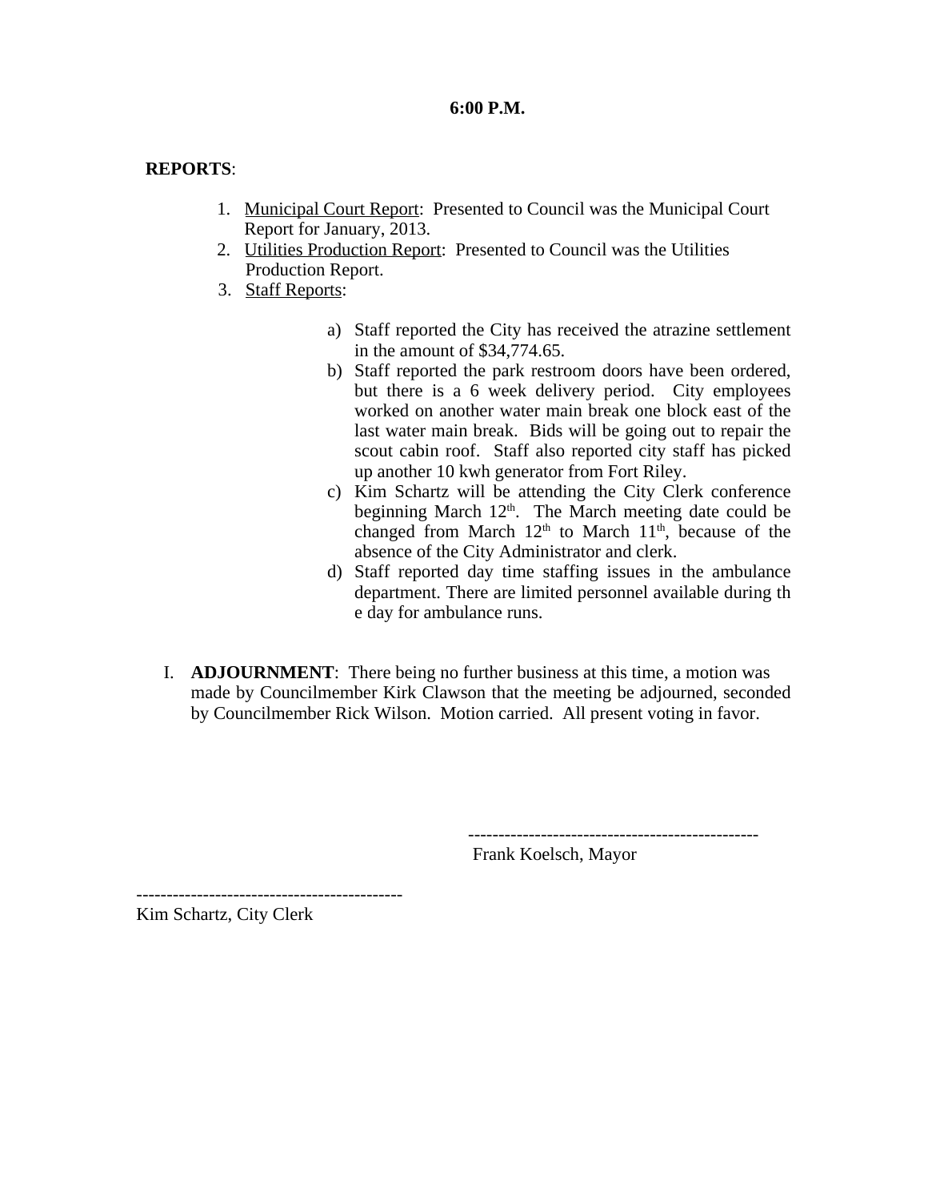**6:00 P.M.**

**REPORTS**:

1. Municipal Court Report: Presented to Council was the Municipal Court Report for January, 2013.
2. Utilities Production Report: Presented to Council was the Utilities Production Report.
3. Staff Reports:

   a) Staff reported the City has received the atrazine settlement in the amount of $34,774.65.
   
   b) Staff reported the park restroom doors have been ordered, but there is a 6 week delivery period. City employees worked on another water main break one block east of the last water main break. Bids will be going out to repair the scout cabin roof. Staff also reported city staff has picked up another 10 kwh generator from Fort Riley.
   
   c) Kim Schartz will be attending the City Clerk conference beginning March 12th. The March meeting date could be changed from March 12th to March 11th, because of the absence of the City Administrator and clerk.
   
   d) Staff reported day time staffing issues in the ambulance department. There are limited personnel available during the day for ambulance runs.

I. **ADJOURNMENT**: There being no further business at this time, a motion was made by Councilmember Kirk Clawson that the meeting be adjourned, seconded by Councilmember Rick Wilson. Motion carried. All present voting in favor.

------------------------------------------------
Frank Koelsch, Mayor

--------------------------------------------
Kim Schartz, City Clerk